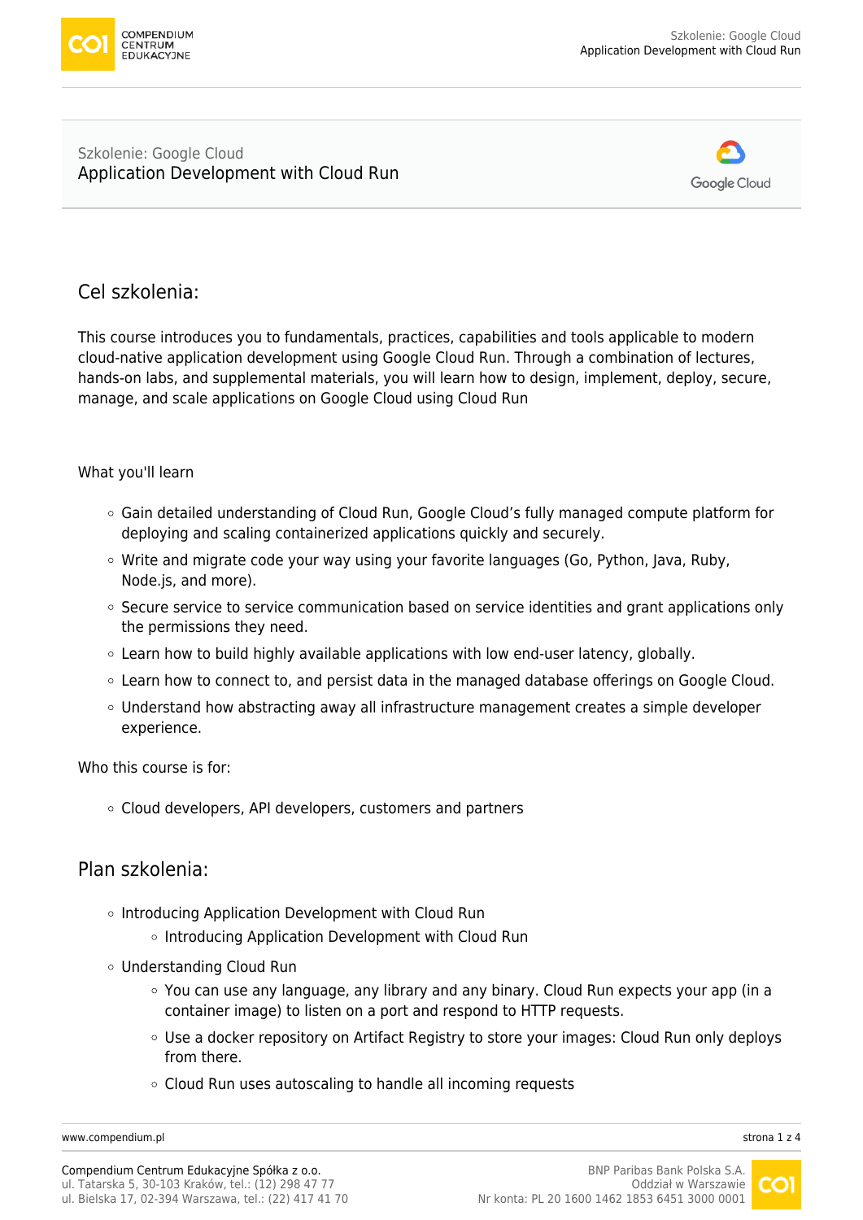Szkolenie: Google Cloud
# Application Development with Cloud Run

## Cel szkolenia:

This course introduces you to fundamentals, practices, capabilities and tools applicable to modern cloud-native application development using Google Cloud Run. Through a combination of lectures, hands-on labs, and supplemental materials, you will learn how to design, implement, deploy, secure, manage, and scale applications on Google Cloud using Cloud Run

What you'll learn

- Gain detailed understanding of Cloud Run, Google Cloud's fully managed compute platform for deploying and scaling containerized applications quickly and securely.
- Write and migrate code your way using your favorite languages (Go, Python, Java, Ruby, Node.js, and more).
- Secure service to service communication based on service identities and grant applications only the permissions they need.
- Learn how to build highly available applications with low end-user latency, globally.
- Learn how to connect to, and persist data in the managed database offerings on Google Cloud.
- Understand how abstracting away all infrastructure management creates a simple developer experience.

Who this course is for:

- Cloud developers, API developers, customers and partners

## Plan szkolenia:

- Introducing Application Development with Cloud Run
  - Introducing Application Development with Cloud Run
- Understanding Cloud Run
  - You can use any language, any library and any binary. Cloud Run expects your app (in a container image) to listen on a port and respond to HTTP requests.
  - Use a docker repository on Artifact Registry to store your images: Cloud Run only deploys from there.
  - Cloud Run uses autoscaling to handle all incoming requests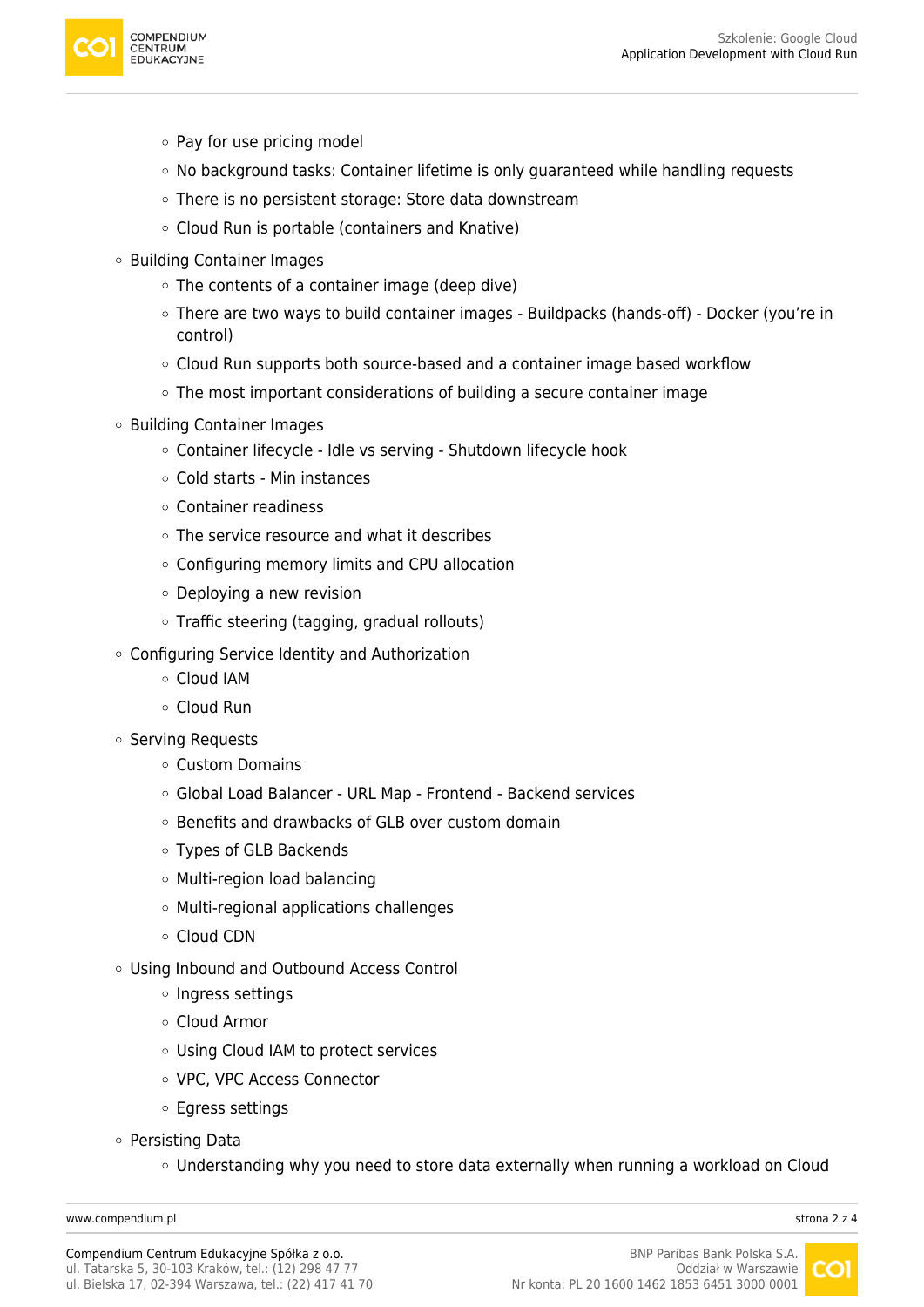- Pay for use pricing model
    - No background tasks: Container lifetime is only guaranteed while handling requests
    - There is no persistent storage: Store data downstream
    - Cloud Run is portable (containers and Knative)
- Building Container Images
    - The contents of a container image (deep dive)
    - There are two ways to build container images - Buildpacks (hands-off) - Docker (you're in control)
    - Cloud Run supports both source-based and a container image based workflow
    - The most important considerations of building a secure container image
- Building Container Images
    - Container lifecycle - Idle vs serving - Shutdown lifecycle hook
    - Cold starts - Min instances
    - Container readiness
    - The service resource and what it describes
    - Configuring memory limits and CPU allocation
    - Deploying a new revision
    - Traffic steering (tagging, gradual rollouts)
- Configuring Service Identity and Authorization
    - Cloud IAM
    - Cloud Run
- Serving Requests
    - Custom Domains
    - Global Load Balancer - URL Map - Frontend - Backend services
    - Benefits and drawbacks of GLB over custom domain
    - Types of GLB Backends
    - Multi-region load balancing
    - Multi-regional applications challenges
    - Cloud CDN
- Using Inbound and Outbound Access Control
    - Ingress settings
    - Cloud Armor
    - Using Cloud IAM to protect services
    - VPC, VPC Access Connector
    - Egress settings
- Persisting Data
    - Understanding why you need to store data externally when running a workload on Cloud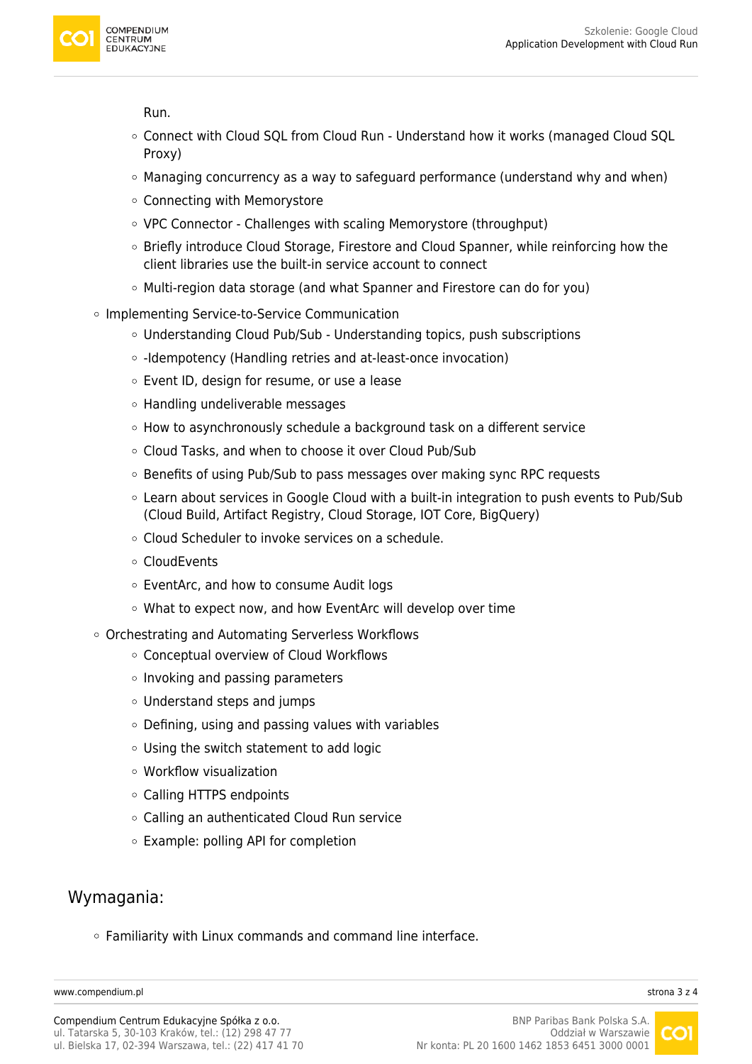Run.
    - Connect with Cloud SQL from Cloud Run - Understand how it works (managed Cloud SQL Proxy)
    - Managing concurrency as a way to safeguard performance (understand why and when)
    - Connecting with Memorystore
    - VPC Connector - Challenges with scaling Memorystore (throughput)
    - Briefly introduce Cloud Storage, Firestore and Cloud Spanner, while reinforcing how the client libraries use the built-in service account to connect
    - Multi-region data storage (and what Spanner and Firestore can do for you)
- Implementing Service-to-Service Communication
    - Understanding Cloud Pub/Sub - Understanding topics, push subscriptions
    - -Idempotency (Handling retries and at-least-once invocation)
    - Event ID, design for resume, or use a lease
    - Handling undeliverable messages
    - How to asynchronously schedule a background task on a different service
    - Cloud Tasks, and when to choose it over Cloud Pub/Sub
    - Benefits of using Pub/Sub to pass messages over making sync RPC requests
    - Learn about services in Google Cloud with a built-in integration to push events to Pub/Sub (Cloud Build, Artifact Registry, Cloud Storage, IOT Core, BigQuery)
    - Cloud Scheduler to invoke services on a schedule.
    - CloudEvents
    - EventArc, and how to consume Audit logs
    - What to expect now, and how EventArc will develop over time
- Orchestrating and Automating Serverless Workflows
    - Conceptual overview of Cloud Workflows
    - Invoking and passing parameters
    - Understand steps and jumps
    - Defining, using and passing values with variables
    - Using the switch statement to add logic
    - Workflow visualization
    - Calling HTTPS endpoints
    - Calling an authenticated Cloud Run service
    - Example: polling API for completion

## Wymagania:

- Familiarity with Linux commands and command line interface.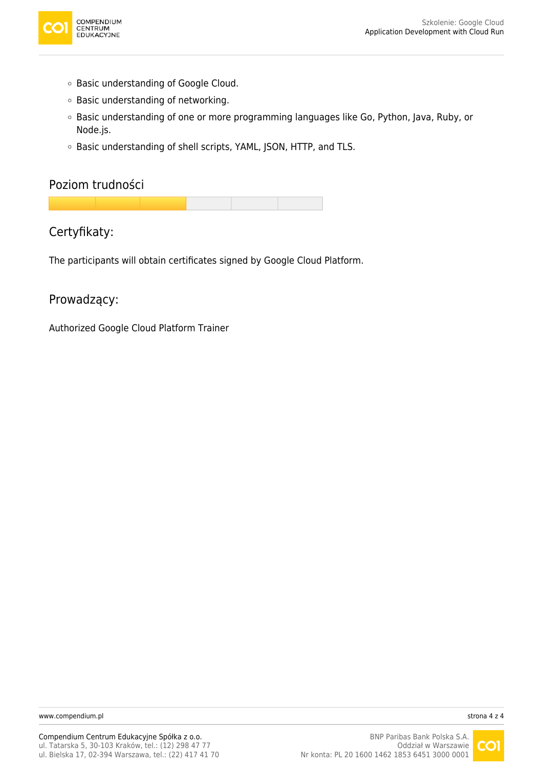- Basic understanding of Google Cloud.
- Basic understanding of networking.
- Basic understanding of one or more programming languages like Go, Python, Java, Ruby, or Node.js.
- Basic understanding of shell scripts, YAML, JSON, HTTP, and TLS.

## Poziom trudności

## Certyfikaty:

The participants will obtain certificates signed by Google Cloud Platform.

## Prowadzący:

Authorized Google Cloud Platform Trainer